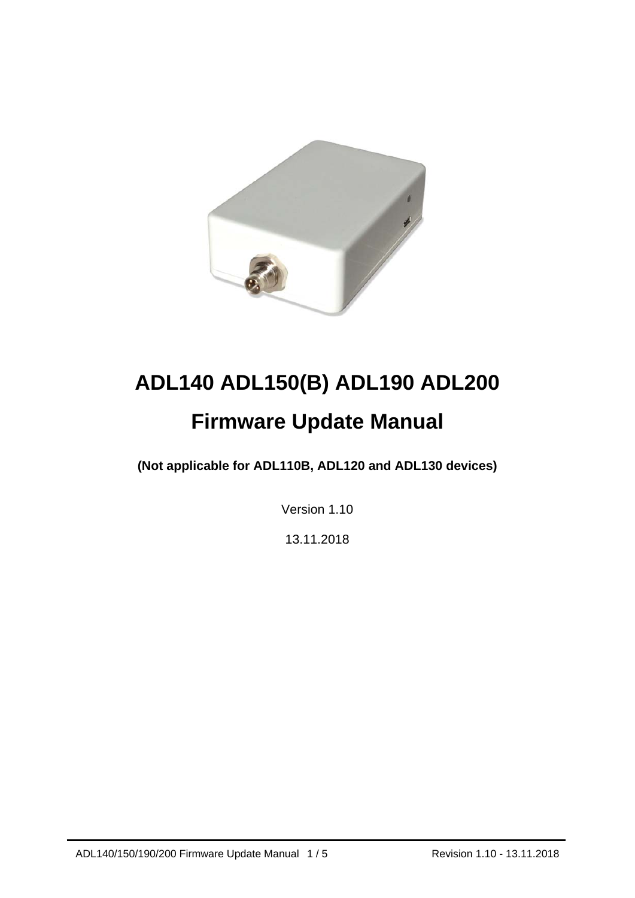# ADL140 ADL150(B) ADL190 ADL200

# Firmware Update Manual

**(Not applicable for ADL110B, ADL120 and ADL130 devices)**

Version 1.10

13.11.2018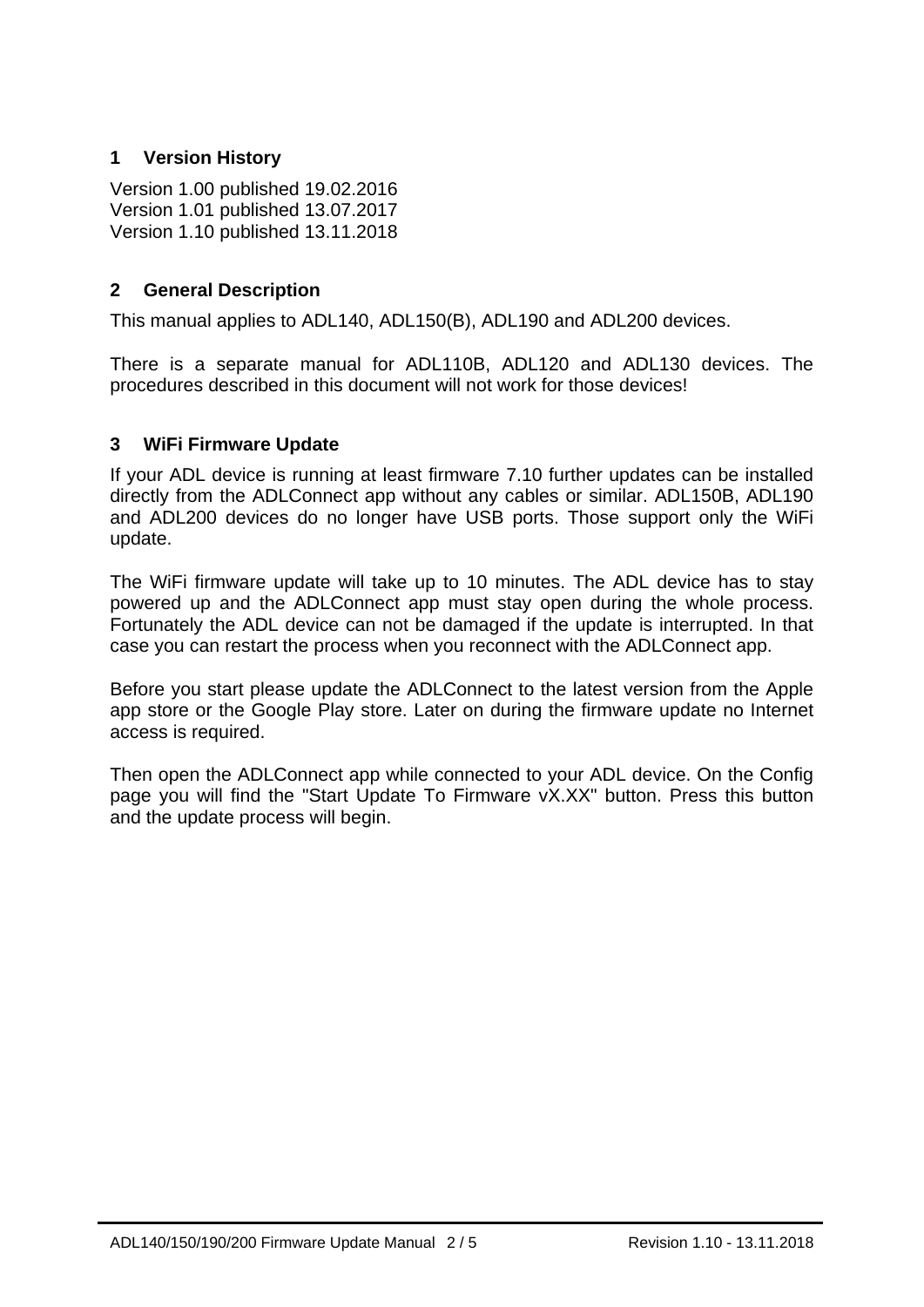## 1 Version History

Version 1.00 published 19.02.2016
Version 1.01 published 13.07.2017
Version 1.10 published 13.11.2018

## 2 General Description

This manual applies to ADL140, ADL150(B), ADL190 and ADL200 devices.

There is a separate manual for ADL110B, ADL120 and ADL130 devices. The procedures described in this document will not work for those devices!

## 3 WiFi Firmware Update

If your ADL device is running at least firmware 7.10 further updates can be installed directly from the ADLConnect app without any cables or similar. ADL150B, ADL190 and ADL200 devices do no longer have USB ports. Those support only the WiFi update.

The WiFi firmware update will take up to 10 minutes. The ADL device has to stay powered up and the ADLConnect app must stay open during the whole process. Fortunately the ADL device can not be damaged if the update is interrupted. In that case you can restart the process when you reconnect with the ADLConnect app.

Before you start please update the ADLConnect to the latest version from the Apple app store or the Google Play store. Later on during the firmware update no Internet access is required.

Then open the ADLConnect app while connected to your ADL device. On the Config page you will find the "Start Update To Firmware vX.XX" button. Press this button and the update process will begin.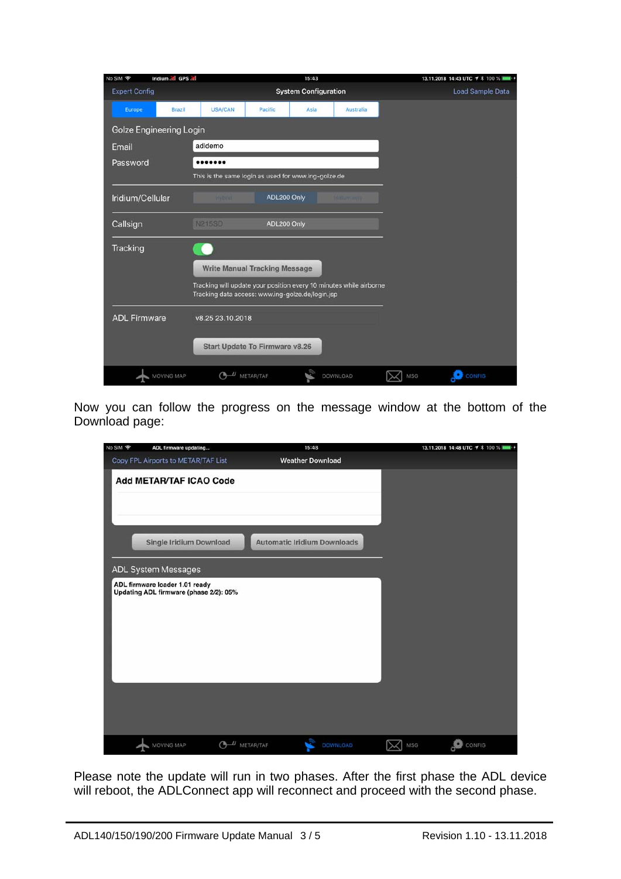Now you can follow the progress on the message window at the bottom of the Download page:

Please note the update will run in two phases. After the first phase the ADL device will reboot, the ADLConnect app will reconnect and proceed with the second phase.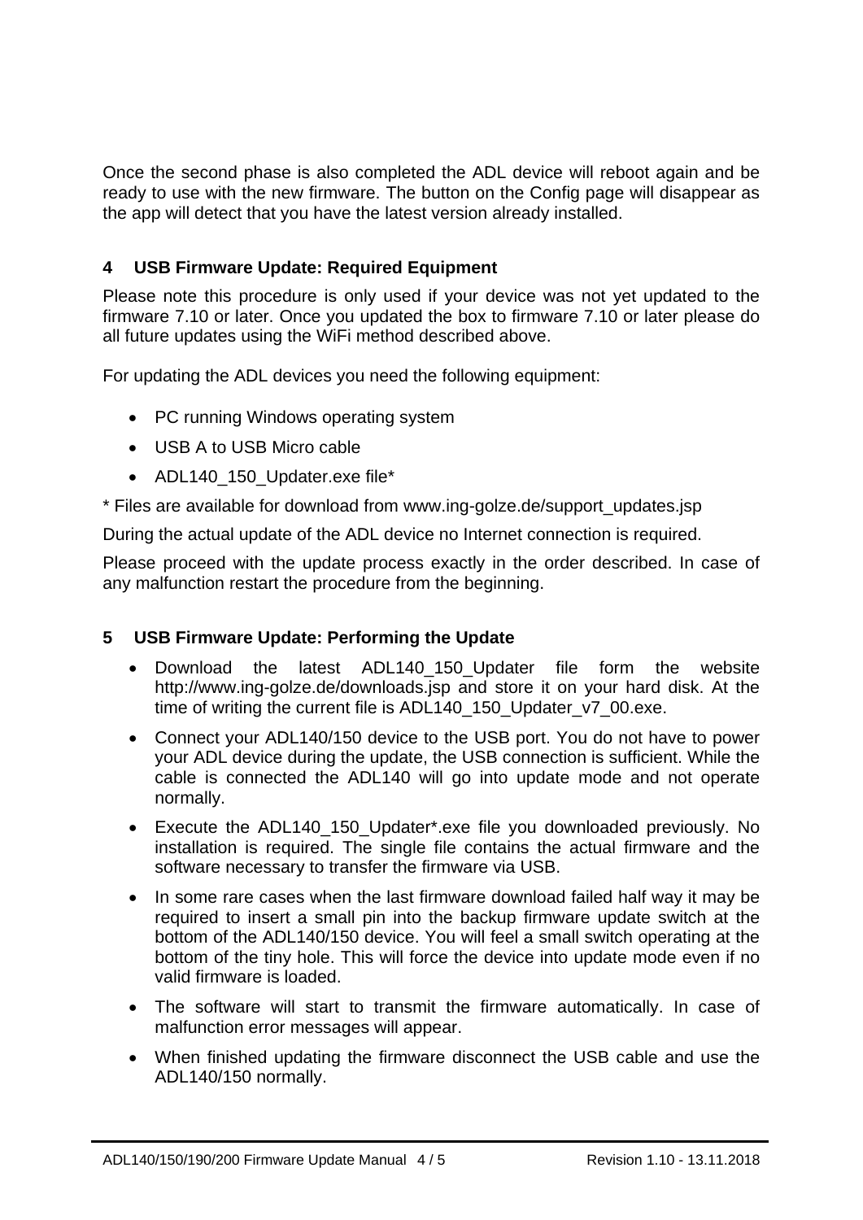Once the second phase is also completed the ADL device will reboot again and be ready to use with the new firmware. The button on the Config page will disappear as the app will detect that you have the latest version already installed.

## 4 USB Firmware Update: Required Equipment

Please note this procedure is only used if your device was not yet updated to the firmware 7.10 or later. Once you updated the box to firmware 7.10 or later please do all future updates using the WiFi method described above.

For updating the ADL devices you need the following equipment:

- PC running Windows operating system
- USB A to USB Micro cable
- ADL140_150_Updater.exe file*

* Files are available for download from www.ing-golze.de/support_updates.jsp

During the actual update of the ADL device no Internet connection is required.

Please proceed with the update process exactly in the order described. In case of any malfunction restart the procedure from the beginning.

## 5 USB Firmware Update: Performing the Update

- Download the latest ADL140_150_Updater file form the website http://www.ing-golze.de/downloads.jsp and store it on your hard disk. At the time of writing the current file is ADL140_150_Updater_v7_00.exe.
- Connect your ADL140/150 device to the USB port. You do not have to power your ADL device during the update, the USB connection is sufficient. While the cable is connected the ADL140 will go into update mode and not operate normally.
- Execute the ADL140_150_Updater*.exe file you downloaded previously. No installation is required. The single file contains the actual firmware and the software necessary to transfer the firmware via USB.
- In some rare cases when the last firmware download failed half way it may be required to insert a small pin into the backup firmware update switch at the bottom of the ADL140/150 device. You will feel a small switch operating at the bottom of the tiny hole. This will force the device into update mode even if no valid firmware is loaded.
- The software will start to transmit the firmware automatically. In case of malfunction error messages will appear.
- When finished updating the firmware disconnect the USB cable and use the ADL140/150 normally.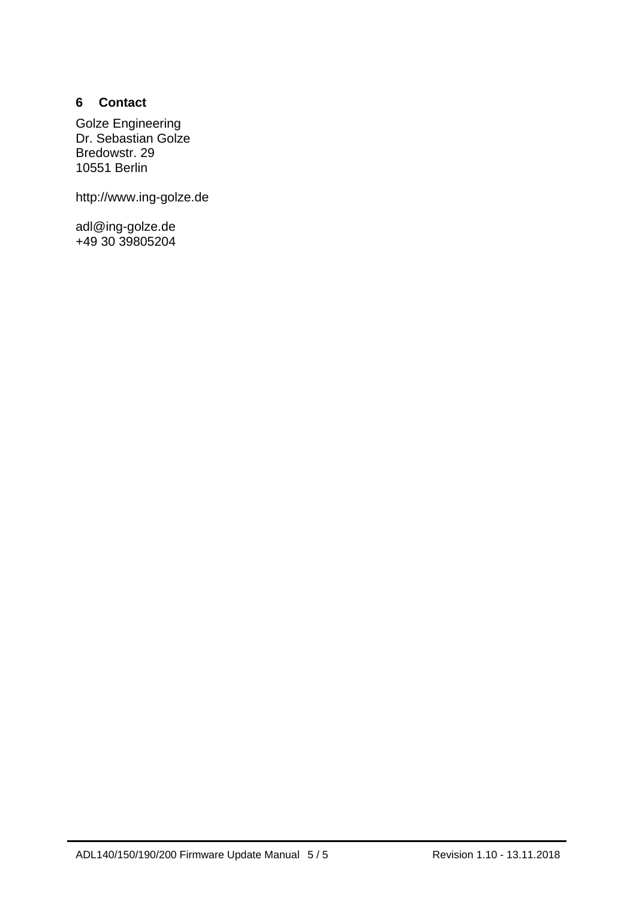## 6 Contact

Golze Engineering
Dr. Sebastian Golze
Bredowstr. 29
10551 Berlin

http://www.ing-golze.de

adl@ing-golze.de
+49 30 39805204